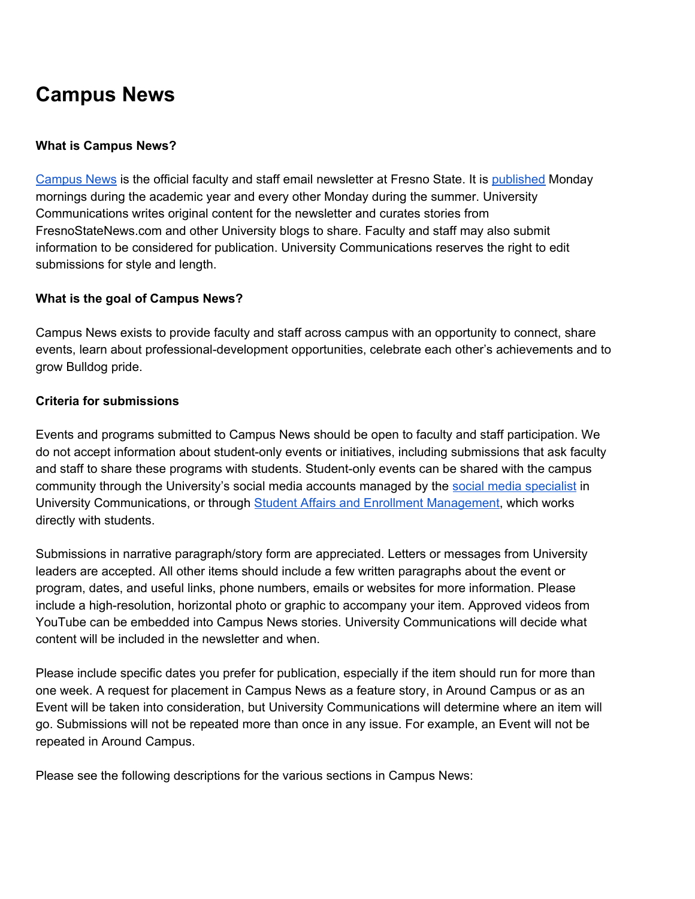# Campus News

**What is Campus News?**

Campus News is the official faculty and staff email newsletter at Fresno State. It is published Monday mornings during the academic year and every other Monday during the summer. University Communications writes original content for the newsletter and curates stories from FresnoStateNews.com and other University blogs to share. Faculty and staff may also submit information to be considered for publication. University Communications reserves the right to edit submissions for style and length.

**What is the goal of Campus News?**

Campus News exists to provide faculty and staff across campus with an opportunity to connect, share events, learn about professional-development opportunities, celebrate each other's achievements and to grow Bulldog pride.

**Criteria for submissions**

Events and programs submitted to Campus News should be open to faculty and staff participation. We do not accept information about student-only events or initiatives, including submissions that ask faculty and staff to share these programs with students. Student-only events can be shared with the campus community through the University's social media accounts managed by the social media specialist in University Communications, or through Student Affairs and Enrollment Management, which works directly with students.

Submissions in narrative paragraph/story form are appreciated. Letters or messages from University leaders are accepted. All other items should include a few written paragraphs about the event or program, dates, and useful links, phone numbers, emails or websites for more information. Please include a high-resolution, horizontal photo or graphic to accompany your item. Approved videos from YouTube can be embedded into Campus News stories. University Communications will decide what content will be included in the newsletter and when.

Please include specific dates you prefer for publication, especially if the item should run for more than one week. A request for placement in Campus News as a feature story, in Around Campus or as an Event will be taken into consideration, but University Communications will determine where an item will go. Submissions will not be repeated more than once in any issue. For example, an Event will not be repeated in Around Campus.

Please see the following descriptions for the various sections in Campus News: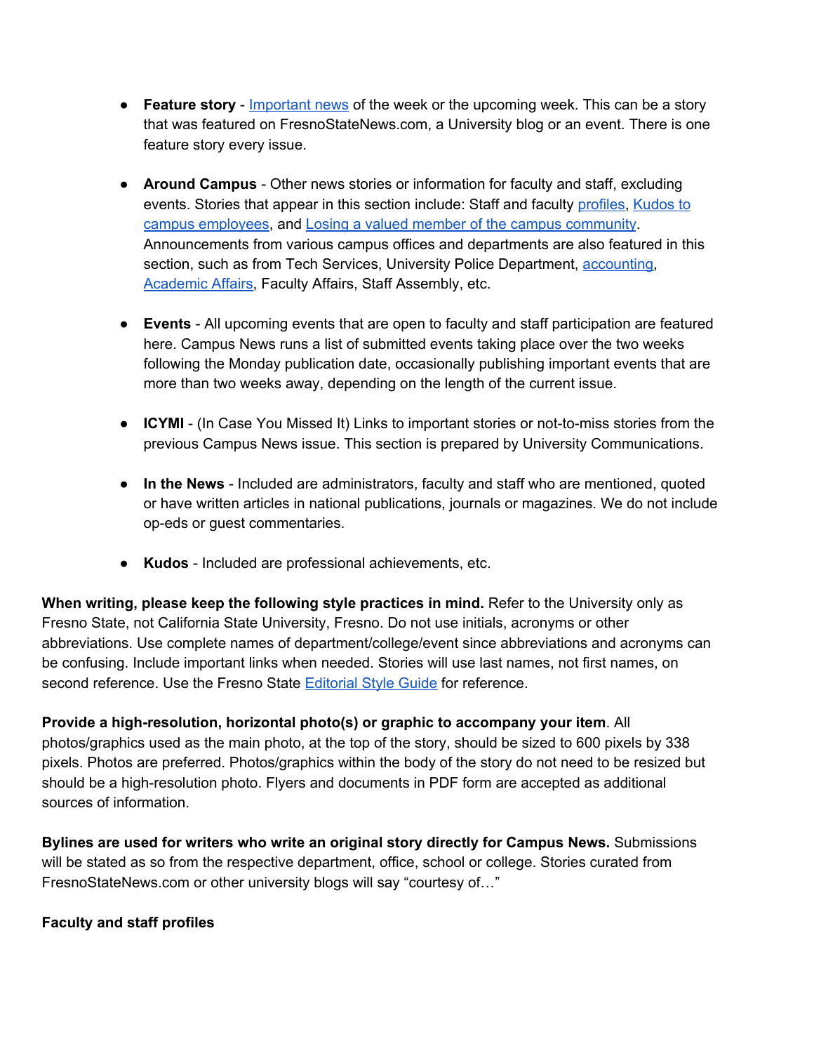- **Feature story** - Important news of the week or the upcoming week. This can be a story that was featured on FresnoStateNews.com, a University blog or an event. There is one feature story every issue.

- **Around Campus** - Other news stories or information for faculty and staff, excluding events. Stories that appear in this section include: Staff and faculty profiles, Kudos to campus employees, and Losing a valued member of the campus community. Announcements from various campus offices and departments are also featured in this section, such as from Tech Services, University Police Department, accounting, Academic Affairs, Faculty Affairs, Staff Assembly, etc.

- **Events** - All upcoming events that are open to faculty and staff participation are featured here. Campus News runs a list of submitted events taking place over the two weeks following the Monday publication date, occasionally publishing important events that are more than two weeks away, depending on the length of the current issue.

- **ICYMI** - (In Case You Missed It) Links to important stories or not-to-miss stories from the previous Campus News issue. This section is prepared by University Communications.

- **In the News** - Included are administrators, faculty and staff who are mentioned, quoted or have written articles in national publications, journals or magazines. We do not include op-eds or guest commentaries.

- **Kudos** - Included are professional achievements, etc.

**When writing, please keep the following style practices in mind.** Refer to the University only as Fresno State, not California State University, Fresno. Do not use initials, acronyms or other abbreviations. Use complete names of department/college/event since abbreviations and acronyms can be confusing. Include important links when needed. Stories will use last names, not first names, on second reference. Use the Fresno State Editorial Style Guide for reference.

**Provide a high-resolution, horizontal photo(s) or graphic to accompany your item**. All photos/graphics used as the main photo, at the top of the story, should be sized to 600 pixels by 338 pixels. Photos are preferred. Photos/graphics within the body of the story do not need to be resized but should be a high-resolution photo. Flyers and documents in PDF form are accepted as additional sources of information.

**Bylines are used for writers who write an original story directly for Campus News.** Submissions will be stated as so from the respective department, office, school or college. Stories curated from FresnoStateNews.com or other university blogs will say "courtesy of…"

**Faculty and staff profiles**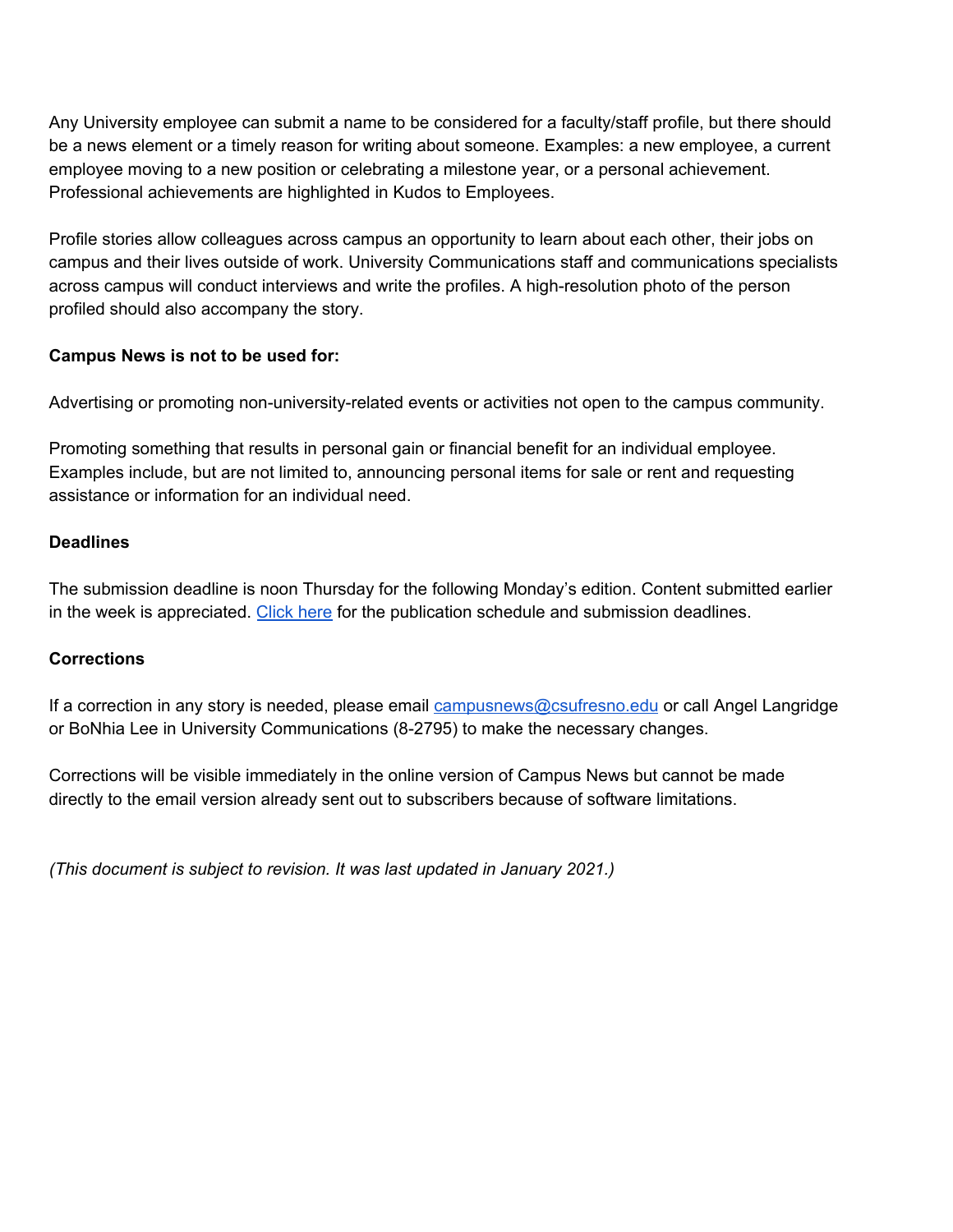Any University employee can submit a name to be considered for a faculty/staff profile, but there should be a news element or a timely reason for writing about someone. Examples: a new employee, a current employee moving to a new position or celebrating a milestone year, or a personal achievement. Professional achievements are highlighted in Kudos to Employees.

Profile stories allow colleagues across campus an opportunity to learn about each other, their jobs on campus and their lives outside of work. University Communications staff and communications specialists across campus will conduct interviews and write the profiles. A high-resolution photo of the person profiled should also accompany the story.

**Campus News is not to be used for:**

Advertising or promoting non-university-related events or activities not open to the campus community.

Promoting something that results in personal gain or financial benefit for an individual employee. Examples include, but are not limited to, announcing personal items for sale or rent and requesting assistance or information for an individual need.

**Deadlines**

The submission deadline is noon Thursday for the following Monday's edition. Content submitted earlier in the week is appreciated. [Click here] for the publication schedule and submission deadlines.

**Corrections**

If a correction in any story is needed, please email [campusnews@csufresno.edu] or call Angel Langridge or BoNhia Lee in University Communications (8-2795) to make the necessary changes.

Corrections will be visible immediately in the online version of Campus News but cannot be made directly to the email version already sent out to subscribers because of software limitations.

*(This document is subject to revision. It was last updated in January 2021.)*